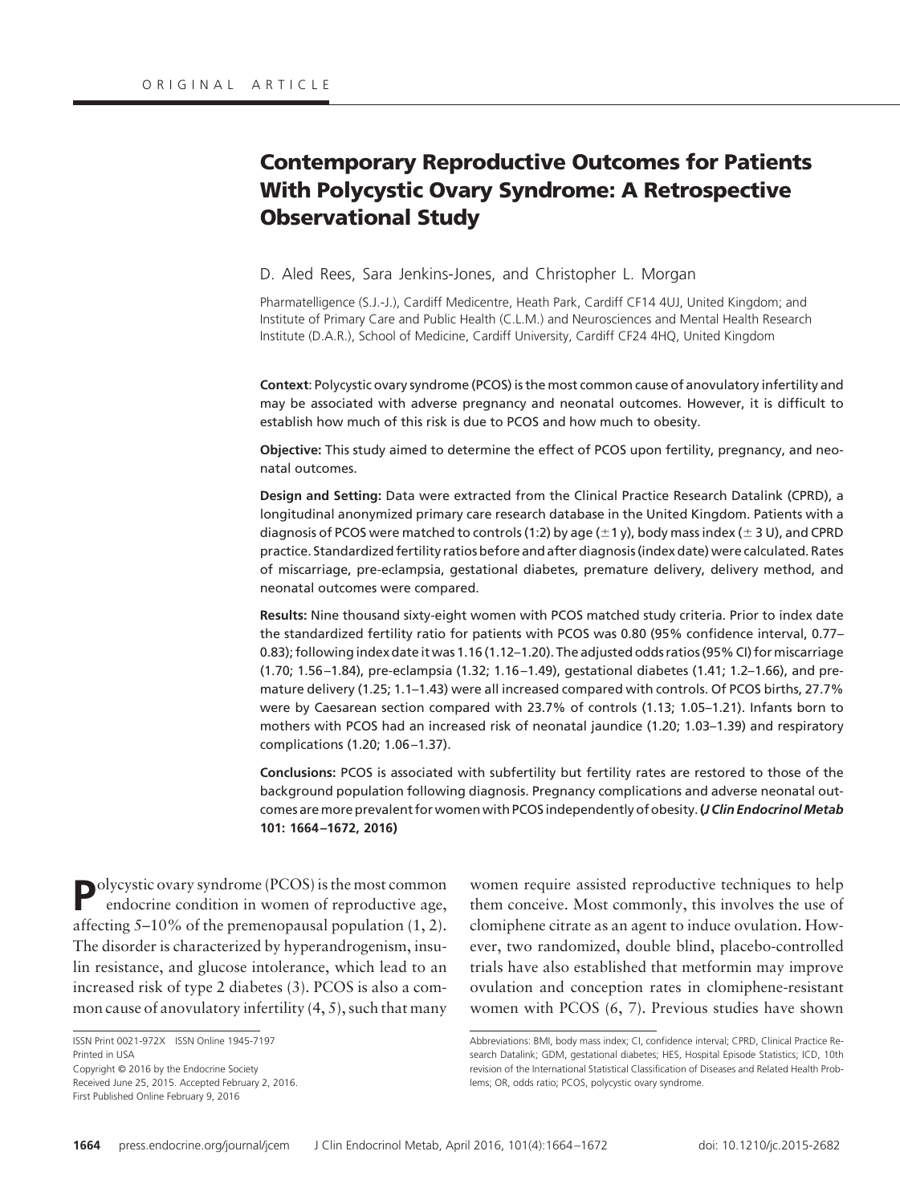ORIGINAL ARTICLE

# Contemporary Reproductive Outcomes for Patients With Polycystic Ovary Syndrome: A Retrospective Observational Study

D. Aled Rees, Sara Jenkins-Jones, and Christopher L. Morgan

Pharmatelligence (S.J.-J.), Cardiff Medicentre, Heath Park, Cardiff CF14 4UJ, United Kingdom; and Institute of Primary Care and Public Health (C.L.M.) and Neurosciences and Mental Health Research Institute (D.A.R.), School of Medicine, Cardiff University, Cardiff CF24 4HQ, United Kingdom

**Context**: Polycystic ovary syndrome (PCOS) is the most common cause of anovulatory infertility and may be associated with adverse pregnancy and neonatal outcomes. However, it is difficult to establish how much of this risk is due to PCOS and how much to obesity.

**Objective:** This study aimed to determine the effect of PCOS upon fertility, pregnancy, and neonatal outcomes.

**Design and Setting:** Data were extracted from the Clinical Practice Research Datalink (CPRD), a longitudinal anonymized primary care research database in the United Kingdom. Patients with a diagnosis of PCOS were matched to controls (1:2) by age (± 1 y), body mass index (± 3 U), and CPRD practice. Standardized fertility ratios before and after diagnosis (index date) were calculated. Rates of miscarriage, pre-eclampsia, gestational diabetes, premature delivery, delivery method, and neonatal outcomes were compared.

**Results:** Nine thousand sixty-eight women with PCOS matched study criteria. Prior to index date the standardized fertility ratio for patients with PCOS was 0.80 (95% confidence interval, 0.77–0.83); following index date it was 1.16 (1.12–1.20). The adjusted odds ratios (95% CI) for miscarriage (1.70; 1.56–1.84), pre-eclampsia (1.32; 1.16–1.49), gestational diabetes (1.41; 1.2–1.66), and premature delivery (1.25; 1.1–1.43) were all increased compared with controls. Of PCOS births, 27.7% were by Caesarean section compared with 23.7% of controls (1.13; 1.05–1.21). Infants born to mothers with PCOS had an increased risk of neonatal jaundice (1.20; 1.03–1.39) and respiratory complications (1.20; 1.06–1.37).

**Conclusions:** PCOS is associated with subfertility but fertility rates are restored to those of the background population following diagnosis. Pregnancy complications and adverse neonatal outcomes are more prevalent for women with PCOS independently of obesity. ***(J Clin Endocrinol Metab* 101: 1664–1672, 2016)**

Polycystic ovary syndrome (PCOS) is the most common endocrine condition in women of reproductive age, affecting 5–10% of the premenopausal population (1, 2). The disorder is characterized by hyperandrogenism, insulin resistance, and glucose intolerance, which lead to an increased risk of type 2 diabetes (3). PCOS is also a common cause of anovulatory infertility (4, 5), such that many women require assisted reproductive techniques to help them conceive. Most commonly, this involves the use of clomiphene citrate as an agent to induce ovulation. However, two randomized, double blind, placebo-controlled trials have also established that metformin may improve ovulation and conception rates in clomiphene-resistant women with PCOS (6, 7). Previous studies have shown

ISSN Print 0021-972X ISSN Online 1945-7197
Printed in USA
Copyright © 2016 by the Endocrine Society
Received June 25, 2015. Accepted February 2, 2016.
First Published Online February 9, 2016

Abbreviations: BMI, body mass index; CI, confidence interval; CPRD, Clinical Practice Research Datalink; GDM, gestational diabetes; HES, Hospital Episode Statistics; ICD, 10th revision of the International Statistical Classification of Diseases and Related Health Problems; OR, odds ratio; PCOS, polycystic ovary syndrome.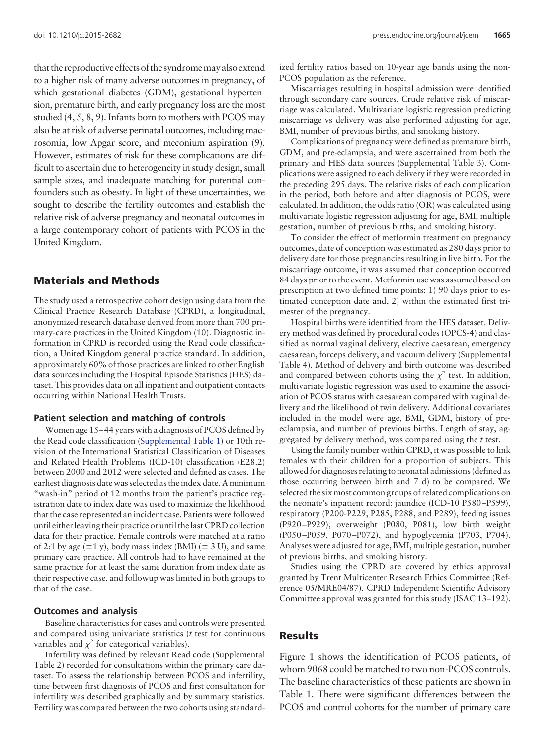that the reproductive effects of the syndrome may also extend to a higher risk of many adverse outcomes in pregnancy, of which gestational diabetes (GDM), gestational hypertension, premature birth, and early pregnancy loss are the most studied (4, 5, 8, 9). Infants born to mothers with PCOS may also be at risk of adverse perinatal outcomes, including macrosomia, low Apgar score, and meconium aspiration (9). However, estimates of risk for these complications are difficult to ascertain due to heterogeneity in study design, small sample sizes, and inadequate matching for potential confounders such as obesity. In light of these uncertainties, we sought to describe the fertility outcomes and establish the relative risk of adverse pregnancy and neonatal outcomes in a large contemporary cohort of patients with PCOS in the United Kingdom.

## Materials and Methods

The study used a retrospective cohort design using data from the Clinical Practice Research Database (CPRD), a longitudinal, anonymized research database derived from more than 700 primary-care practices in the United Kingdom (10). Diagnostic information in CPRD is recorded using the Read code classification, a United Kingdom general practice standard. In addition, approximately 60% of those practices are linked to other English data sources including the Hospital Episode Statistics (HES) dataset. This provides data on all inpatient and outpatient contacts occurring within National Health Trusts.

### Patient selection and matching of controls

Women age 15–44 years with a diagnosis of PCOS defined by the Read code classification (Supplemental Table 1) or 10th revision of the International Statistical Classification of Diseases and Related Health Problems (ICD-10) classification (E28.2) between 2000 and 2012 were selected and defined as cases. The earliest diagnosis date was selected as the index date. A minimum "wash-in" period of 12 months from the patient's practice registration date to index date was used to maximize the likelihood that the case represented an incident case. Patients were followed until either leaving their practice or until the last CPRD collection data for their practice. Female controls were matched at a ratio of 2:1 by age (±1 y), body mass index (BMI) (± 3 U), and same primary care practice. All controls had to have remained at the same practice for at least the same duration from index date as their respective case, and followup was limited in both groups to that of the case.

### Outcomes and analysis

Baseline characteristics for cases and controls were presented and compared using univariate statistics (*t* test for continuous variables and $\chi^2$ for categorical variables).

Infertility was defined by relevant Read code (Supplemental Table 2) recorded for consultations within the primary care dataset. To assess the relationship between PCOS and infertility, time between first diagnosis of PCOS and first consultation for infertility was described graphically and by summary statistics. Fertility was compared between the two cohorts using standardized fertility ratios based on 10-year age bands using the non-PCOS population as the reference.

Miscarriages resulting in hospital admission were identified through secondary care sources. Crude relative risk of miscarriage was calculated. Multivariate logistic regression predicting miscarriage vs delivery was also performed adjusting for age, BMI, number of previous births, and smoking history.

Complications of pregnancy were defined as premature birth, GDM, and pre-eclampsia, and were ascertained from both the primary and HES data sources (Supplemental Table 3). Complications were assigned to each delivery if they were recorded in the preceding 295 days. The relative risks of each complication in the period, both before and after diagnosis of PCOS, were calculated. In addition, the odds ratio (OR) was calculated using multivariate logistic regression adjusting for age, BMI, multiple gestation, number of previous births, and smoking history.

To consider the effect of metformin treatment on pregnancy outcomes, date of conception was estimated as 280 days prior to delivery date for those pregnancies resulting in live birth. For the miscarriage outcome, it was assumed that conception occurred 84 days prior to the event. Metformin use was assumed based on prescription at two defined time points: 1) 90 days prior to estimated conception date and, 2) within the estimated first trimester of the pregnancy.

Hospital births were identified from the HES dataset. Delivery method was defined by procedural codes (OPCS-4) and classified as normal vaginal delivery, elective caesarean, emergency caesarean, forceps delivery, and vacuum delivery (Supplemental Table 4). Method of delivery and birth outcome was described and compared between cohorts using the $\chi^2$ test. In addition, multivariate logistic regression was used to examine the association of PCOS status with caesarean compared with vaginal delivery and the likelihood of twin delivery. Additional covariates included in the model were age, BMI, GDM, history of pre-eclampsia, and number of previous births. Length of stay, aggregated by delivery method, was compared using the *t* test.

Using the family number within CPRD, it was possible to link females with their children for a proportion of subjects. This allowed for diagnoses relating to neonatal admissions (defined as those occurring between birth and 7 d) to be compared. We selected the six most common groups of related complications on the neonate's inpatient record: jaundice (ICD-10 P580–P599), respiratory (P200-P229, P285, P288, and P289), feeding issues (P920–P929), overweight (P080, P081), low birth weight (P050–P059, P070–P072), and hypoglycemia (P703, P704). Analyses were adjusted for age, BMI, multiple gestation, number of previous births, and smoking history.

Studies using the CPRD are covered by ethics approval granted by Trent Multicenter Research Ethics Committee (Reference 05/MRE04/87). CPRD Independent Scientific Advisory Committee approval was granted for this study (ISAC 13–192).

## Results

Figure 1 shows the identification of PCOS patients, of whom 9068 could be matched to two non-PCOS controls. The baseline characteristics of these patients are shown in Table 1. There were significant differences between the PCOS and control cohorts for the number of primary care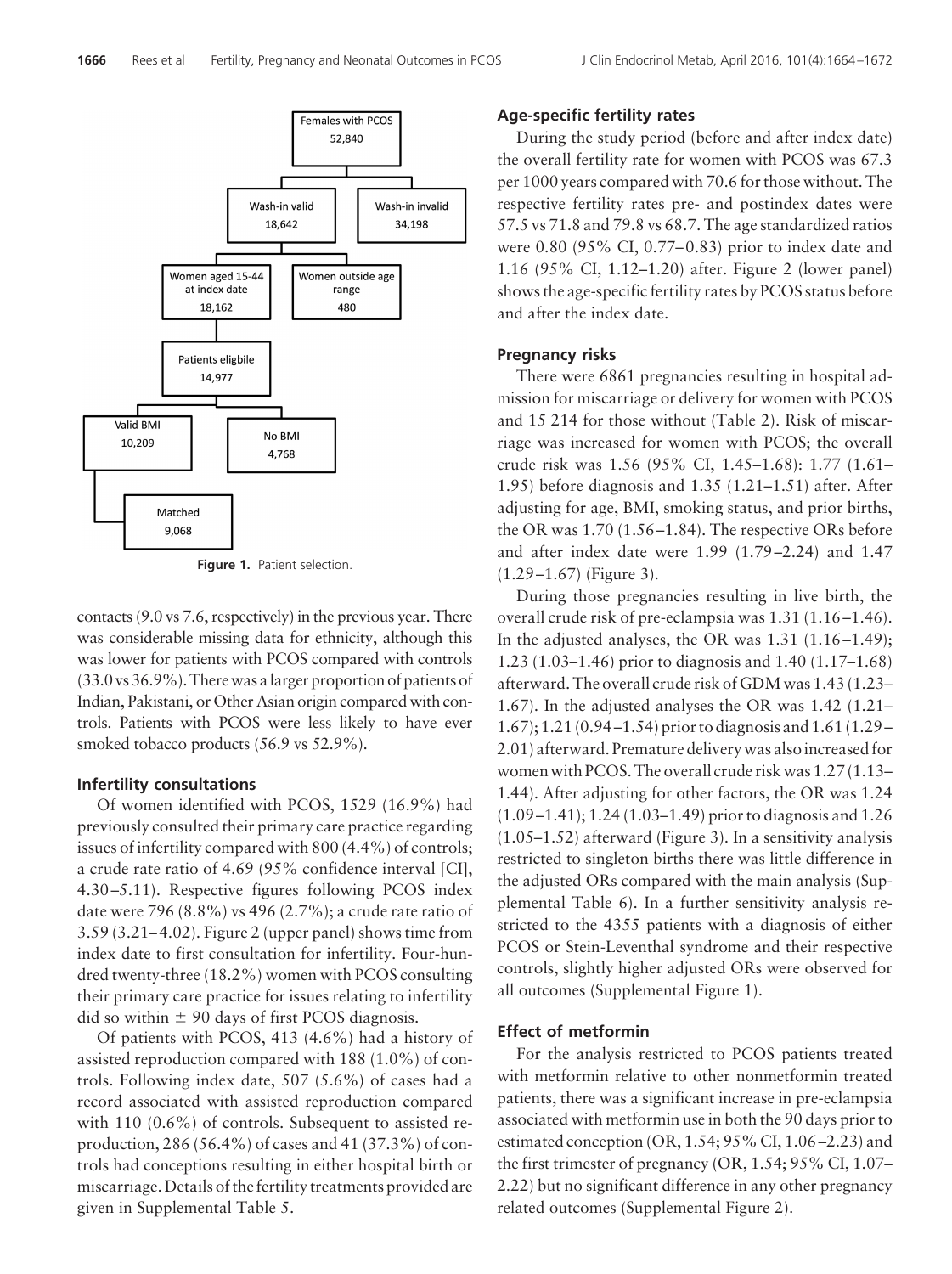**Figure 1.** Patient selection.

contacts (9.0 vs 7.6, respectively) in the previous year. There was considerable missing data for ethnicity, although this was lower for patients with PCOS compared with controls (33.0 vs 36.9%). There was a larger proportion of patients of Indian, Pakistani, or Other Asian origin compared with controls. Patients with PCOS were less likely to have ever smoked tobacco products (56.9 vs 52.9%).

### Infertility consultations

Of women identified with PCOS, 1529 (16.9%) had previously consulted their primary care practice regarding issues of infertility compared with 800 (4.4%) of controls; a crude rate ratio of 4.69 (95% confidence interval [CI], 4.30–5.11). Respective figures following PCOS index date were 796 (8.8%) vs 496 (2.7%); a crude rate ratio of 3.59 (3.21–4.02). Figure 2 (upper panel) shows time from index date to first consultation for infertility. Four-hundred twenty-three (18.2%) women with PCOS consulting their primary care practice for issues relating to infertility did so within ± 90 days of first PCOS diagnosis.

Of patients with PCOS, 413 (4.6%) had a history of assisted reproduction compared with 188 (1.0%) of controls. Following index date, 507 (5.6%) of cases had a record associated with assisted reproduction compared with 110 (0.6%) of controls. Subsequent to assisted reproduction, 286 (56.4%) of cases and 41 (37.3%) of controls had conceptions resulting in either hospital birth or miscarriage. Details of the fertility treatments provided are given in Supplemental Table 5.

### Age-specific fertility rates

During the study period (before and after index date) the overall fertility rate for women with PCOS was 67.3 per 1000 years compared with 70.6 for those without. The respective fertility rates pre- and postindex dates were 57.5 vs 71.8 and 79.8 vs 68.7. The age standardized ratios were 0.80 (95% CI, 0.77–0.83) prior to index date and 1.16 (95% CI, 1.12–1.20) after. Figure 2 (lower panel) shows the age-specific fertility rates by PCOS status before and after the index date.

### Pregnancy risks

There were 6861 pregnancies resulting in hospital admission for miscarriage or delivery for women with PCOS and 15 214 for those without (Table 2). Risk of miscarriage was increased for women with PCOS; the overall crude risk was 1.56 (95% CI, 1.45–1.68): 1.77 (1.61–1.95) before diagnosis and 1.35 (1.21–1.51) after. After adjusting for age, BMI, smoking status, and prior births, the OR was 1.70 (1.56–1.84). The respective ORs before and after index date were 1.99 (1.79–2.24) and 1.47 (1.29–1.67) (Figure 3).

During those pregnancies resulting in live birth, the overall crude risk of pre-eclampsia was 1.31 (1.16–1.46). In the adjusted analyses, the OR was 1.31 (1.16–1.49); 1.23 (1.03–1.46) prior to diagnosis and 1.40 (1.17–1.68) afterward. The overall crude risk of GDM was 1.43 (1.23–1.67). In the adjusted analyses the OR was 1.42 (1.21–1.67); 1.21 (0.94–1.54) prior to diagnosis and 1.61 (1.29–2.01) afterward. Premature delivery was also increased for women with PCOS. The overall crude risk was 1.27 (1.13–1.44). After adjusting for other factors, the OR was 1.24 (1.09–1.41); 1.24 (1.03–1.49) prior to diagnosis and 1.26 (1.05–1.52) afterward (Figure 3). In a sensitivity analysis restricted to singleton births there was little difference in the adjusted ORs compared with the main analysis (Supplemental Table 6). In a further sensitivity analysis restricted to the 4355 patients with a diagnosis of either PCOS or Stein-Leventhal syndrome and their respective controls, slightly higher adjusted ORs were observed for all outcomes (Supplemental Figure 1).

### Effect of metformin

For the analysis restricted to PCOS patients treated with metformin relative to other nonmetformin treated patients, there was a significant increase in pre-eclampsia associated with metformin use in both the 90 days prior to estimated conception (OR, 1.54; 95% CI, 1.06–2.23) and the first trimester of pregnancy (OR, 1.54; 95% CI, 1.07–2.22) but no significant difference in any other pregnancy related outcomes (Supplemental Figure 2).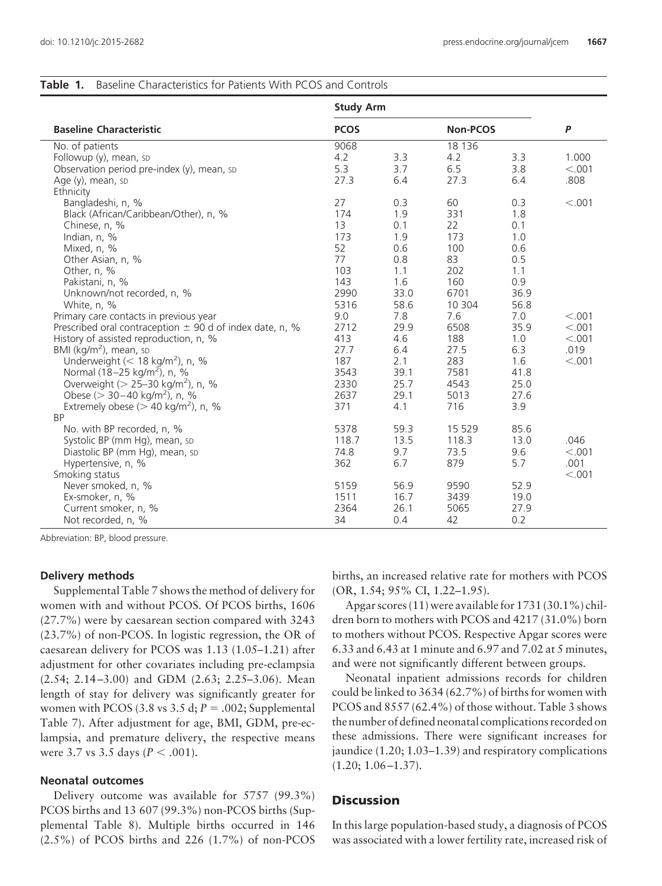**Table 1.** Baseline Characteristics for Patients With PCOS and Controls

| Baseline Characteristic | Study Arm | | | | P |
|---|---|---|---|---|---|
| | PCOS | | Non-PCOS | | |
| No. of patients | 9068 | | 18 136 | | |
| Followup (y), mean, SD | 4.2 | 3.3 | 4.2 | 3.3 | 1.000 |
| Observation period pre-index (y), mean, SD | 5.3 | 3.7 | 6.5 | 3.8 | <.001 |
| Age (y), mean, SD | 27.3 | 6.4 | 27.3 | 6.4 | .808 |
| Ethnicity | | | | | |
| Bangladeshi, n, % | 27 | 0.3 | 60 | 0.3 | <.001 |
| Black (African/Caribbean/Other), n, % | 174 | 1.9 | 331 | 1.8 | |
| Chinese, n, % | 13 | 0.1 | 22 | 0.1 | |
| Indian, n, % | 173 | 1.9 | 173 | 1.0 | |
| Mixed, n, % | 52 | 0.6 | 100 | 0.6 | |
| Other Asian, n, % | 77 | 0.8 | 83 | 0.5 | |
| Other, n, % | 103 | 1.1 | 202 | 1.1 | |
| Pakistani, n, % | 143 | 1.6 | 160 | 0.9 | |
| Unknown/not recorded, n, % | 2990 | 33.0 | 6701 | 36.9 | |
| White, n, % | 5316 | 58.6 | 10 304 | 56.8 | |
| Primary care contacts in previous year | 9.0 | 7.8 | 7.6 | 7.0 | <.001 |
| Prescribed oral contraception ± 90 d of index date, n, % | 2712 | 29.9 | 6508 | 35.9 | <.001 |
| History of assisted reproduction, n, % | 413 | 4.6 | 188 | 1.0 | <.001 |
| BMI (kg/m$^2$), mean, SD | 27.7 | 6.4 | 27.5 | 6.3 | .019 |
| Underweight (< 18 kg/m$^2$), n, % | 187 | 2.1 | 283 | 1.6 | <.001 |
| Normal (18–25 kg/m$^2$), n, % | 3543 | 39.1 | 7581 | 41.8 | |
| Overweight (> 25–30 kg/m$^2$), n, % | 2330 | 25.7 | 4543 | 25.0 | |
| Obese (> 30–40 kg/m$^2$), n, % | 2637 | 29.1 | 5013 | 27.6 | |
| Extremely obese (> 40 kg/m$^2$), n, % | 371 | 4.1 | 716 | 3.9 | |
| BP | | | | | |
| No. with BP recorded, n, % | 5378 | 59.3 | 15 529 | 85.6 | |
| Systolic BP (mm Hg), mean, SD | 118.7 | 13.5 | 118.3 | 13.0 | .046 |
| Diastolic BP (mm Hg), mean, SD | 74.8 | 9.7 | 73.5 | 9.6 | <.001 |
| Hypertensive, n, % | 362 | 6.7 | 879 | 5.7 | .001 |
| Smoking status | | | | | <.001 |
| Never smoked, n, % | 5159 | 56.9 | 9590 | 52.9 | |
| Ex-smoker, n, % | 1511 | 16.7 | 3439 | 19.0 | |
| Current smoker, n, % | 2364 | 26.1 | 5065 | 27.9 | |
| Not recorded, n, % | 34 | 0.4 | 42 | 0.2 | |

Abbreviation: BP, blood pressure.

### Delivery methods

Supplemental Table 7 shows the method of delivery for women with and without PCOS. Of PCOS births, 1606 (27.7%) were by caesarean section compared with 3243 (23.7%) of non-PCOS. In logistic regression, the OR of caesarean delivery for PCOS was 1.13 (1.05–1.21) after adjustment for other covariates including pre-eclampsia (2.54; 2.14–3.00) and GDM (2.63; 2.25–3.06). Mean length of stay for delivery was significantly greater for women with PCOS (3.8 vs 3.5 d; $P = .002$; Supplemental Table 7). After adjustment for age, BMI, GDM, pre-eclampsia, and premature delivery, the respective means were 3.7 vs 3.5 days ($P < .001$).

### Neonatal outcomes

Delivery outcome was available for 5757 (99.3%) PCOS births and 13 607 (99.3%) non-PCOS births (Supplemental Table 8). Multiple births occurred in 146 (2.5%) of PCOS births and 226 (1.7%) of non-PCOS births, an increased relative rate for mothers with PCOS (OR, 1.54; 95% CI, 1.22–1.95).

Apgar scores (11) were available for 1731 (30.1%) children born to mothers with PCOS and 4217 (31.0%) born to mothers without PCOS. Respective Apgar scores were 6.33 and 6.43 at 1 minute and 6.97 and 7.02 at 5 minutes, and were not significantly different between groups.

Neonatal inpatient admissions records for children could be linked to 3634 (62.7%) of births for women with PCOS and 8557 (62.4%) of those without. Table 3 shows the number of defined neonatal complications recorded on these admissions. There were significant increases for jaundice (1.20; 1.03–1.39) and respiratory complications (1.20; 1.06–1.37).

## Discussion

In this large population-based study, a diagnosis of PCOS was associated with a lower fertility rate, increased risk of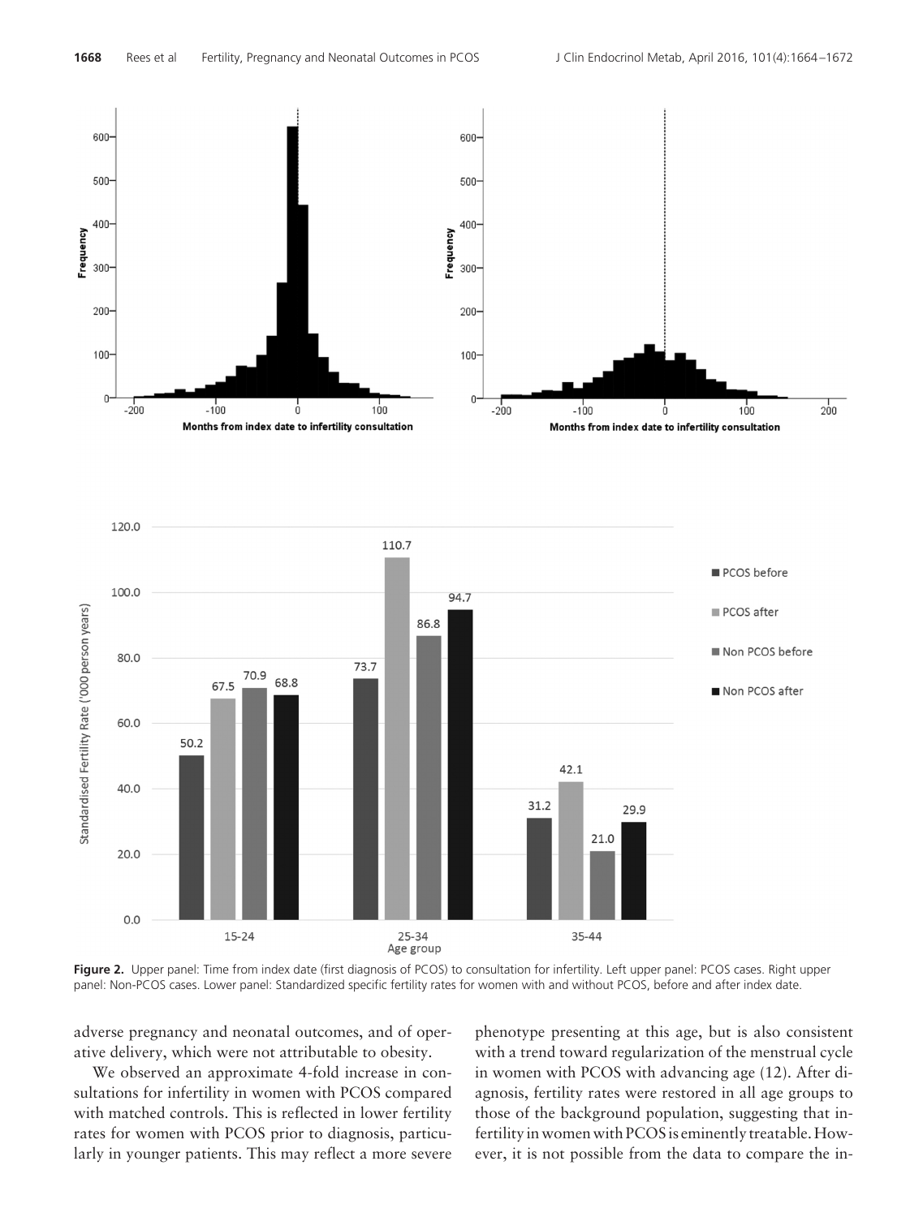**Figure 2.** Upper panel: Time from index date (first diagnosis of PCOS) to consultation for infertility. Left upper panel: PCOS cases. Right upper panel: Non-PCOS cases. Lower panel: Standardized specific fertility rates for women with and without PCOS, before and after index date.

adverse pregnancy and neonatal outcomes, and of operative delivery, which were not attributable to obesity.

We observed an approximate 4-fold increase in consultations for infertility in women with PCOS compared with matched controls. This is reflected in lower fertility rates for women with PCOS prior to diagnosis, particularly in younger patients. This may reflect a more severe phenotype presenting at this age, but is also consistent with a trend toward regularization of the menstrual cycle in women with PCOS with advancing age (12). After diagnosis, fertility rates were restored in all age groups to those of the background population, suggesting that infertility in women with PCOS is eminently treatable. However, it is not possible from the data to compare the in-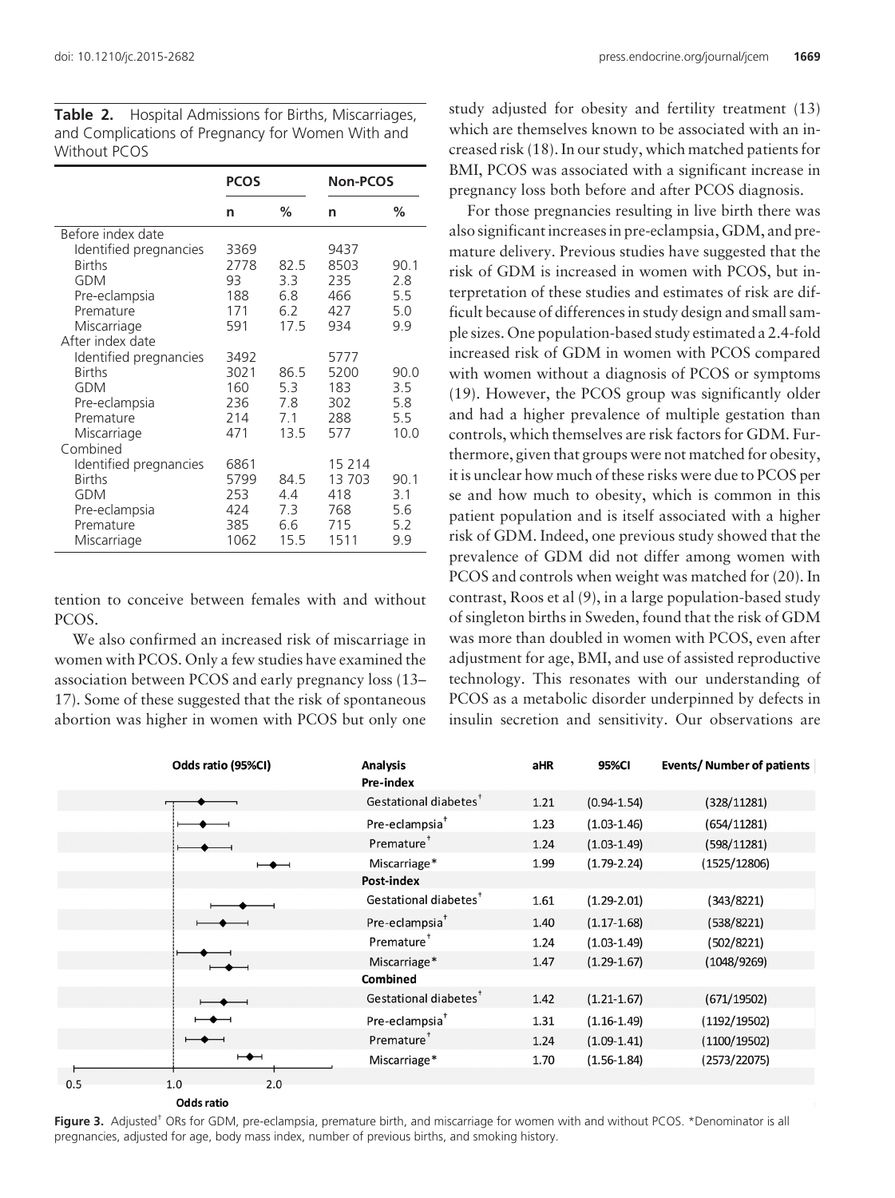**Table 2.** Hospital Admissions for Births, Miscarriages, and Complications of Pregnancy for Women With and Without PCOS

| | PCOS | | Non-PCOS | |
|---|---|---|---|---|
| | n | % | n | % |
| Before index date | | | | |
| Identified pregnancies | 3369 | | 9437 | |
| Births | 2778 | 82.5 | 8503 | 90.1 |
| GDM | 93 | 3.3 | 235 | 2.8 |
| Pre-eclampsia | 188 | 6.8 | 466 | 5.5 |
| Premature | 171 | 6.2 | 427 | 5.0 |
| Miscarriage | 591 | 17.5 | 934 | 9.9 |
| After index date | | | | |
| Identified pregnancies | 3492 | | 5777 | |
| Births | 3021 | 86.5 | 5200 | 90.0 |
| GDM | 160 | 5.3 | 183 | 3.5 |
| Pre-eclampsia | 236 | 7.8 | 302 | 5.8 |
| Premature | 214 | 7.1 | 288 | 5.5 |
| Miscarriage | 471 | 13.5 | 577 | 10.0 |
| Combined | | | | |
| Identified pregnancies | 6861 | | 15 214 | |
| Births | 5799 | 84.5 | 13 703 | 90.1 |
| GDM | 253 | 4.4 | 418 | 3.1 |
| Pre-eclampsia | 424 | 7.3 | 768 | 5.6 |
| Premature | 385 | 6.6 | 715 | 5.2 |
| Miscarriage | 1062 | 15.5 | 1511 | 9.9 |

tention to conceive between females with and without PCOS.

We also confirmed an increased risk of miscarriage in women with PCOS. Only a few studies have examined the association between PCOS and early pregnancy loss (13–17). Some of these suggested that the risk of spontaneous abortion was higher in women with PCOS but only one study adjusted for obesity and fertility treatment (13) which are themselves known to be associated with an increased risk (18). In our study, which matched patients for BMI, PCOS was associated with a significant increase in pregnancy loss both before and after PCOS diagnosis.

For those pregnancies resulting in live birth there was also significant increases in pre-eclampsia, GDM, and premature delivery. Previous studies have suggested that the risk of GDM is increased in women with PCOS, but interpretation of these studies and estimates of risk are difficult because of differences in study design and small sample sizes. One population-based study estimated a 2.4-fold increased risk of GDM in women with PCOS compared with women without a diagnosis of PCOS or symptoms (19). However, the PCOS group was significantly older and had a higher prevalence of multiple gestation than controls, which themselves are risk factors for GDM. Furthermore, given that groups were not matched for obesity, it is unclear how much of these risks were due to PCOS per se and how much to obesity, which is common in this patient population and is itself associated with a higher risk of GDM. Indeed, one previous study showed that the prevalence of GDM did not differ among women with PCOS and controls when weight was matched for (20). In contrast, Roos et al (9), in a large population-based study of singleton births in Sweden, found that the risk of GDM was more than doubled in women with PCOS, even after adjustment for age, BMI, and use of assisted reproductive technology. This resonates with our understanding of PCOS as a metabolic disorder underpinned by defects in insulin secretion and sensitivity. Our observations are

| Analysis | aHR | 95%CI | Events/ Number of patients |
|---|---|---|---|
| **Pre-index** | | | |
| Gestational diabetes[†] | 1.21 | (0.94-1.54) | (328/11281) |
| Pre-eclampsia[†] | 1.23 | (1.03-1.46) | (654/11281) |
| Premature[†] | 1.24 | (1.03-1.49) | (598/11281) |
| Miscarriage* | 1.99 | (1.79-2.24) | (1525/12806) |
| **Post-index** | | | |
| Gestational diabetes[†] | 1.61 | (1.29-2.01) | (343/8221) |
| Pre-eclampsia[†] | 1.40 | (1.17-1.68) | (538/8221) |
| Premature[†] | 1.24 | (1.03-1.49) | (502/8221) |
| Miscarriage* | 1.47 | (1.29-1.67) | (1048/9269) |
| **Combined** | | | |
| Gestational diabetes[†] | 1.42 | (1.21-1.67) | (671/19502) |
| Pre-eclampsia[†] | 1.31 | (1.16-1.49) | (1192/19502) |
| Premature[†] | 1.24 | (1.09-1.41) | (1100/19502) |
| Miscarriage* | 1.70 | (1.56-1.84) | (2573/22075) |

**Figure 3.** Adjusted[†] ORs for GDM, pre-eclampsia, premature birth, and miscarriage for women with and without PCOS. *Denominator is all pregnancies, adjusted for age, body mass index, number of previous births, and smoking history.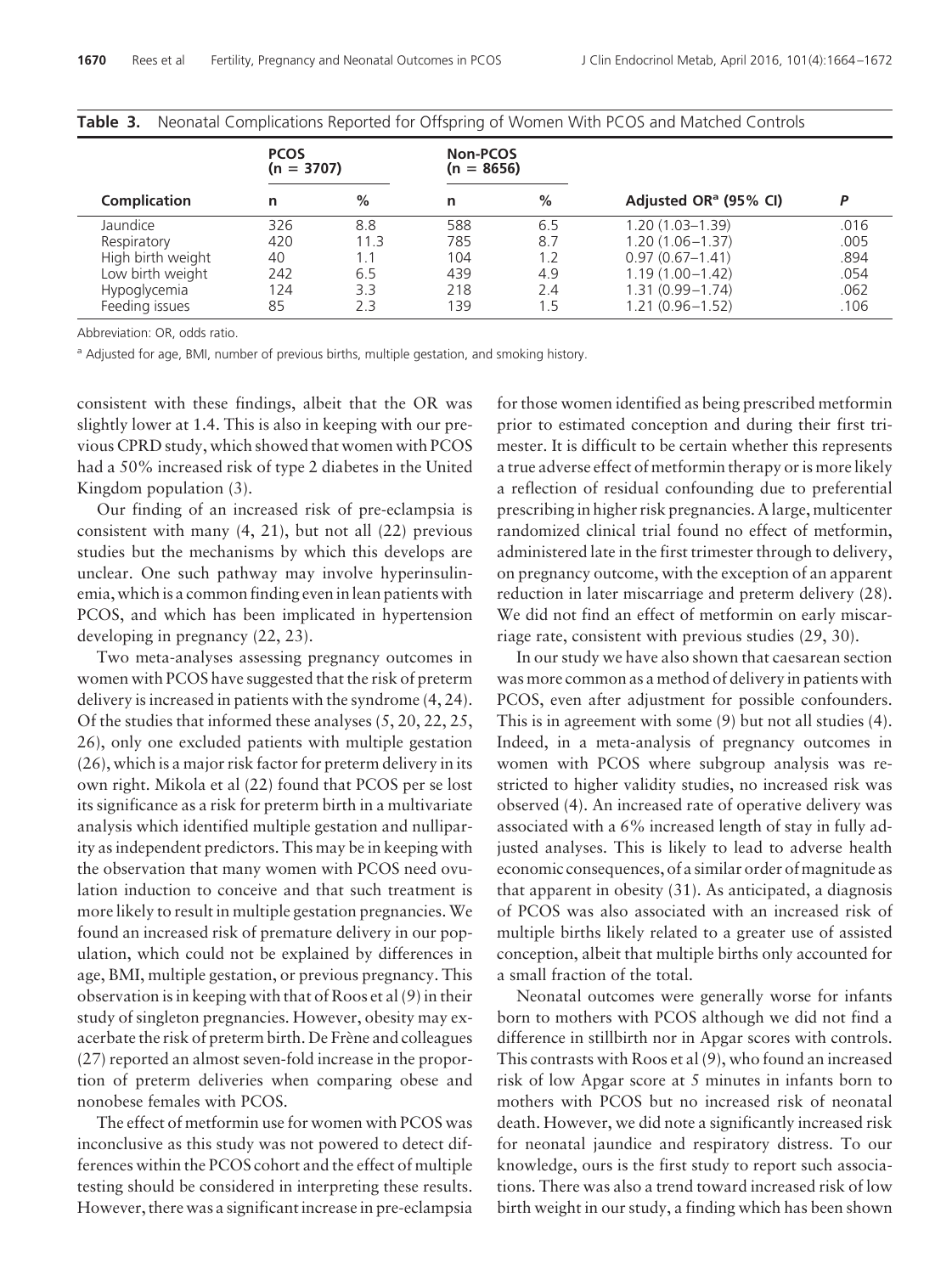**Table 3.** Neonatal Complications Reported for Offspring of Women With PCOS and Matched Controls

| Complication | PCOS (n = 3707) | | Non-PCOS (n = 8656) | | Adjusted OR[a] (95% CI) | P |
|---|---|---|---|---|---|---|
| | n | % | n | % | | |
| Jaundice | 326 | 8.8 | 588 | 6.5 | 1.20 (1.03–1.39) | .016 |
| Respiratory | 420 | 11.3 | 785 | 8.7 | 1.20 (1.06–1.37) | .005 |
| High birth weight | 40 | 1.1 | 104 | 1.2 | 0.97 (0.67–1.41) | .894 |
| Low birth weight | 242 | 6.5 | 439 | 4.9 | 1.19 (1.00–1.42) | .054 |
| Hypoglycemia | 124 | 3.3 | 218 | 2.4 | 1.31 (0.99–1.74) | .062 |
| Feeding issues | 85 | 2.3 | 139 | 1.5 | 1.21 (0.96–1.52) | .106 |

Abbreviation: OR, odds ratio.

[a] Adjusted for age, BMI, number of previous births, multiple gestation, and smoking history.

consistent with these findings, albeit that the OR was slightly lower at 1.4. This is also in keeping with our previous CPRD study, which showed that women with PCOS had a 50% increased risk of type 2 diabetes in the United Kingdom population (3).

Our finding of an increased risk of pre-eclampsia is consistent with many (4, 21), but not all (22) previous studies but the mechanisms by which this develops are unclear. One such pathway may involve hyperinsulinemia, which is a common finding even in lean patients with PCOS, and which has been implicated in hypertension developing in pregnancy (22, 23).

Two meta-analyses assessing pregnancy outcomes in women with PCOS have suggested that the risk of preterm delivery is increased in patients with the syndrome (4, 24). Of the studies that informed these analyses (5, 20, 22, 25, 26), only one excluded patients with multiple gestation (26), which is a major risk factor for preterm delivery in its own right. Mikola et al (22) found that PCOS per se lost its significance as a risk for preterm birth in a multivariate analysis which identified multiple gestation and nulliparity as independent predictors. This may be in keeping with the observation that many women with PCOS need ovulation induction to conceive and that such treatment is more likely to result in multiple gestation pregnancies. We found an increased risk of premature delivery in our population, which could not be explained by differences in age, BMI, multiple gestation, or previous pregnancy. This observation is in keeping with that of Roos et al (9) in their study of singleton pregnancies. However, obesity may exacerbate the risk of preterm birth. De Frène and colleagues (27) reported an almost seven-fold increase in the proportion of preterm deliveries when comparing obese and nonobese females with PCOS.

The effect of metformin use for women with PCOS was inconclusive as this study was not powered to detect differences within the PCOS cohort and the effect of multiple testing should be considered in interpreting these results. However, there was a significant increase in pre-eclampsia for those women identified as being prescribed metformin prior to estimated conception and during their first trimester. It is difficult to be certain whether this represents a true adverse effect of metformin therapy or is more likely a reflection of residual confounding due to preferential prescribing in higher risk pregnancies. A large, multicenter randomized clinical trial found no effect of metformin, administered late in the first trimester through to delivery, on pregnancy outcome, with the exception of an apparent reduction in later miscarriage and preterm delivery (28). We did not find an effect of metformin on early miscarriage rate, consistent with previous studies (29, 30).

In our study we have also shown that caesarean section was more common as a method of delivery in patients with PCOS, even after adjustment for possible confounders. This is in agreement with some (9) but not all studies (4). Indeed, in a meta-analysis of pregnancy outcomes in women with PCOS where subgroup analysis was restricted to higher validity studies, no increased risk was observed (4). An increased rate of operative delivery was associated with a 6% increased length of stay in fully adjusted analyses. This is likely to lead to adverse health economic consequences, of a similar order of magnitude as that apparent in obesity (31). As anticipated, a diagnosis of PCOS was also associated with an increased risk of multiple births likely related to a greater use of assisted conception, albeit that multiple births only accounted for a small fraction of the total.

Neonatal outcomes were generally worse for infants born to mothers with PCOS although we did not find a difference in stillbirth nor in Apgar scores with controls. This contrasts with Roos et al (9), who found an increased risk of low Apgar score at 5 minutes in infants born to mothers with PCOS but no increased risk of neonatal death. However, we did note a significantly increased risk for neonatal jaundice and respiratory distress. To our knowledge, ours is the first study to report such associations. There was also a trend toward increased risk of low birth weight in our study, a finding which has been shown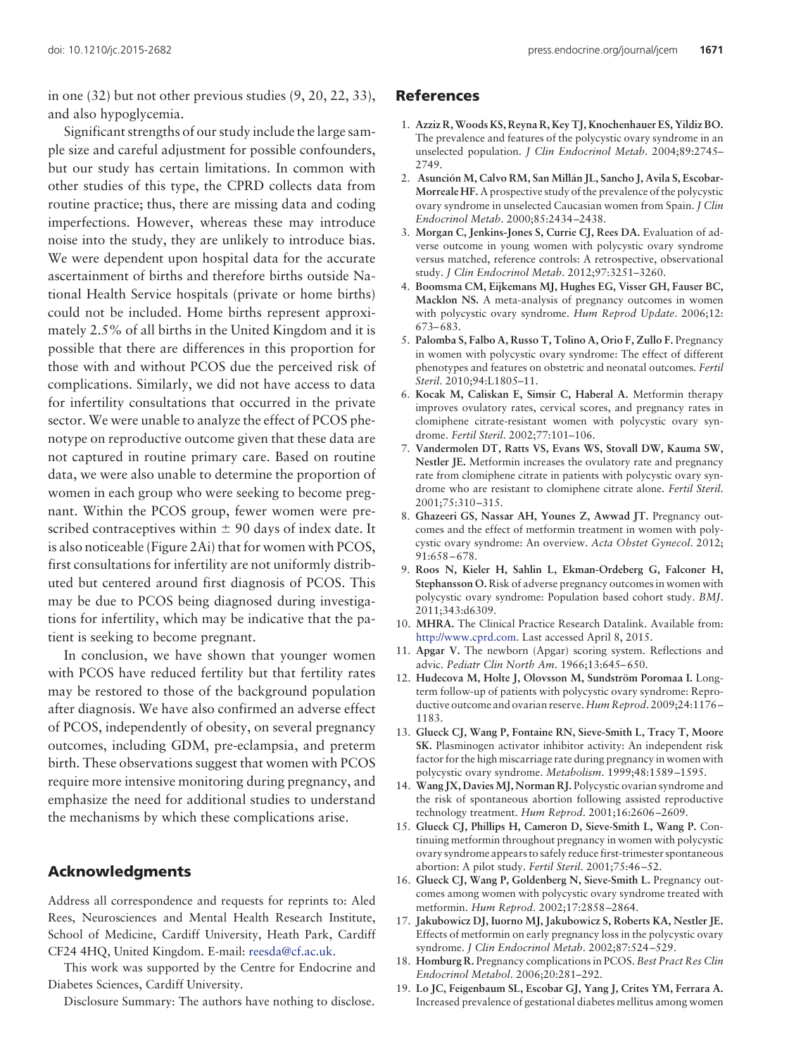in one (32) but not other previous studies (9, 20, 22, 33), and also hypoglycemia.

Significant strengths of our study include the large sample size and careful adjustment for possible confounders, but our study has certain limitations. In common with other studies of this type, the CPRD collects data from routine practice; thus, there are missing data and coding imperfections. However, whereas these may introduce noise into the study, they are unlikely to introduce bias. We were dependent upon hospital data for the accurate ascertainment of births and therefore births outside National Health Service hospitals (private or home births) could not be included. Home births represent approximately 2.5% of all births in the United Kingdom and it is possible that there are differences in this proportion for those with and without PCOS due the perceived risk of complications. Similarly, we did not have access to data for infertility consultations that occurred in the private sector. We were unable to analyze the effect of PCOS phenotype on reproductive outcome given that these data are not captured in routine primary care. Based on routine data, we were also unable to determine the proportion of women in each group who were seeking to become pregnant. Within the PCOS group, fewer women were prescribed contraceptives within ± 90 days of index date. It is also noticeable (Figure 2Ai) that for women with PCOS, first consultations for infertility are not uniformly distributed but centered around first diagnosis of PCOS. This may be due to PCOS being diagnosed during investigations for infertility, which may be indicative that the patient is seeking to become pregnant.

In conclusion, we have shown that younger women with PCOS have reduced fertility but that fertility rates may be restored to those of the background population after diagnosis. We have also confirmed an adverse effect of PCOS, independently of obesity, on several pregnancy outcomes, including GDM, pre-eclampsia, and preterm birth. These observations suggest that women with PCOS require more intensive monitoring during pregnancy, and emphasize the need for additional studies to understand the mechanisms by which these complications arise.

## Acknowledgments

Address all correspondence and requests for reprints to: Aled Rees, Neurosciences and Mental Health Research Institute, School of Medicine, Cardiff University, Heath Park, Cardiff CF24 4HQ, United Kingdom. E-mail: reesda@cf.ac.uk.

This work was supported by the Centre for Endocrine and Diabetes Sciences, Cardiff University.

Disclosure Summary: The authors have nothing to disclose.

## References

1. **Azziz R, Woods KS, Reyna R, Key TJ, Knochenhauer ES, Yildiz BO.** The prevalence and features of the polycystic ovary syndrome in an unselected population. *J Clin Endocrinol Metab*. 2004;89:2745–2749.
2. **Asunción M, Calvo RM, San Millán JL, Sancho J, Avila S, Escobar-Morreale HF.** A prospective study of the prevalence of the polycystic ovary syndrome in unselected Caucasian women from Spain. *J Clin Endocrinol Metab*. 2000;85:2434–2438.
3. **Morgan C, Jenkins-Jones S, Currie CJ, Rees DA.** Evaluation of adverse outcome in young women with polycystic ovary syndrome versus matched, reference controls: A retrospective, observational study. *J Clin Endocrinol Metab*. 2012;97:3251–3260.
4. **Boomsma CM, Eijkemans MJ, Hughes EG, Visser GH, Fauser BC, Macklon NS.** A meta-analysis of pregnancy outcomes in women with polycystic ovary syndrome. *Hum Reprod Update*. 2006;12: 673–683.
5. **Palomba S, Falbo A, Russo T, Tolino A, Orio F, Zullo F.** Pregnancy in women with polycystic ovary syndrome: The effect of different phenotypes and features on obstetric and neonatal outcomes. *Fertil Steril*. 2010;94:L1805–11.
6. **Kocak M, Caliskan E, Simsir C, Haberal A.** Metformin therapy improves ovulatory rates, cervical scores, and pregnancy rates in clomiphene citrate-resistant women with polycystic ovary syndrome. *Fertil Steril*. 2002;77:101–106.
7. **Vandermolen DT, Ratts VS, Evans WS, Stovall DW, Kauma SW, Nestler JE.** Metformin increases the ovulatory rate and pregnancy rate from clomiphene citrate in patients with polycystic ovary syndrome who are resistant to clomiphene citrate alone. *Fertil Steril*. 2001;75:310–315.
8. **Ghazeeri GS, Nassar AH, Younes Z, Awwad JT.** Pregnancy outcomes and the effect of metformin treatment in women with polycystic ovary syndrome: An overview. *Acta Obstet Gynecol*. 2012; 91:658–678.
9. **Roos N, Kieler H, Sahlin L, Ekman-Ordeberg G, Falconer H, Stephansson O.** Risk of adverse pregnancy outcomes in women with polycystic ovary syndrome: Population based cohort study. *BMJ*. 2011;343:d6309.
10. **MHRA.** The Clinical Practice Research Datalink. Available from: http://www.cprd.com. Last accessed April 8, 2015.
11. **Apgar V.** The newborn (Apgar) scoring system. Reflections and advic. *Pediatr Clin North Am*. 1966;13:645–650.
12. **Hudecova M, Holte J, Olovsson M, Sundström Poromaa I.** Long-term follow-up of patients with polycystic ovary syndrome: Reproductive outcome and ovarian reserve. *Hum Reprod*. 2009;24:1176–1183.
13. **Glueck CJ, Wang P, Fontaine RN, Sieve-Smith L, Tracy T, Moore SK.** Plasminogen activator inhibitor activity: An independent risk factor for the high miscarriage rate during pregnancy in women with polycystic ovary syndrome. *Metabolism*. 1999;48:1589–1595.
14. **Wang JX, Davies MJ, Norman RJ.** Polycystic ovarian syndrome and the risk of spontaneous abortion following assisted reproductive technology treatment. *Hum Reprod*. 2001;16:2606–2609.
15. **Glueck CJ, Phillips H, Cameron D, Sieve-Smith L, Wang P.** Continuing metformin throughout pregnancy in women with polycystic ovary syndrome appears to safely reduce first-trimester spontaneous abortion: A pilot study. *Fertil Steril*. 2001;75:46–52.
16. **Glueck CJ, Wang P, Goldenberg N, Sieve-Smith L.** Pregnancy outcomes among women with polycystic ovary syndrome treated with metformin. *Hum Reprod*. 2002;17:2858–2864.
17. **Jakubowicz DJ, Iuorno MJ, Jakubowicz S, Roberts KA, Nestler JE.** Effects of metformin on early pregnancy loss in the polycystic ovary syndrome. *J Clin Endocrinol Metab*. 2002;87:524–529.
18. **Homburg R.** Pregnancy complications in PCOS. *Best Pract Res Clin Endocrinol Metabol*. 2006;20:281–292.
19. **Lo JC, Feigenbaum SL, Escobar GJ, Yang J, Crites YM, Ferrara A.** Increased prevalence of gestational diabetes mellitus among women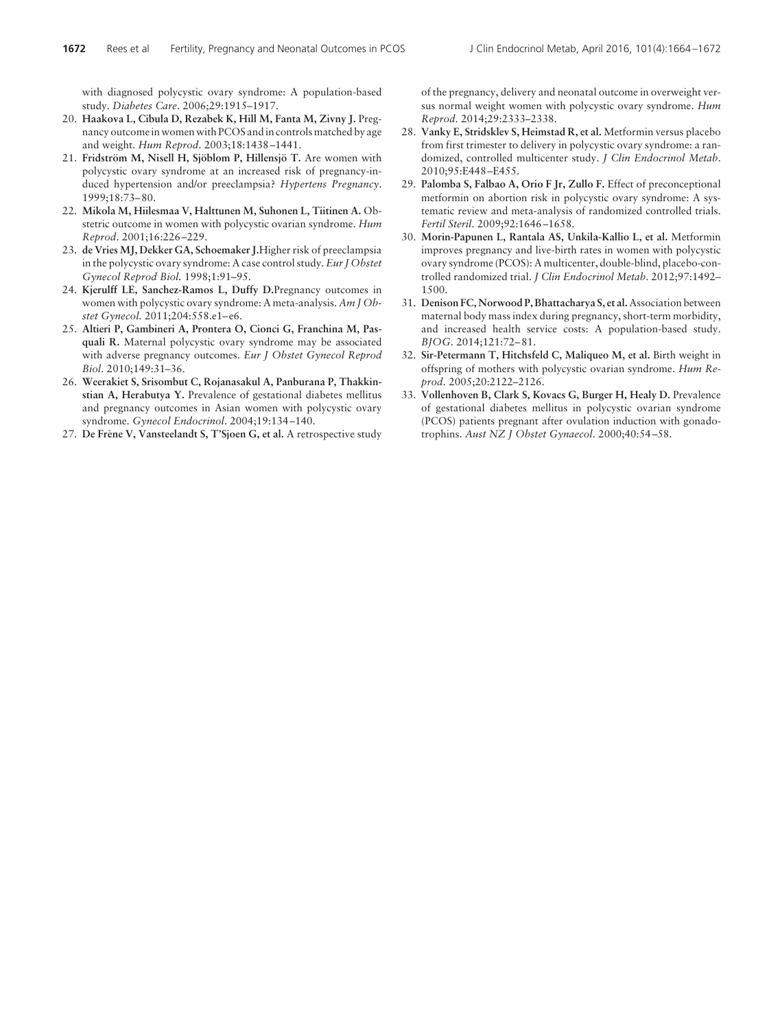with diagnosed polycystic ovary syndrome: A population-based study. *Diabetes Care*. 2006;29:1915–1917.

20. **Haakova L, Cibula D, Rezabek K, Hill M, Fanta M, Zivny J.** Pregnancy outcome in women with PCOS and in controls matched by age and weight. *Hum Reprod*. 2003;18:1438–1441.
21. **Fridström M, Nisell H, Sjöblom P, Hillensjö T.** Are women with polycystic ovary syndrome at an increased risk of pregnancy-induced hypertension and/or preeclampsia? *Hypertens Pregnancy*. 1999;18:73–80.
22. **Mikola M, Hiilesmaa V, Halttunen M, Suhonen L, Tiitinen A.** Obstetric outcome in women with polycystic ovarian syndrome. *Hum Reprod*. 2001;16:226–229.
23. **de Vries MJ, Dekker GA, Schoemaker J.**Higher risk of preeclampsia in the polycystic ovary syndrome: A case control study. *Eur J Obstet Gynecol Reprod Biol.* 1998;1:91–95.
24. **Kjerulff LE, Sanchez-Ramos L, Duffy D.**Pregnancy outcomes in women with polycystic ovary syndrome: A meta-analysis. *Am J Obstet Gynecol.* 2011;204:558.e1–e6.
25. **Altieri P, Gambineri A, Prontera O, Cionci G, Franchina M, Pasquali R.** Maternal polycystic ovary syndrome may be associated with adverse pregnancy outcomes. *Eur J Obstet Gynecol Reprod Biol*. 2010;149:31–36.
26. **Weerakiet S, Srisombut C, Rojanasakul A, Panburana P, Thakkinstian A, Herabutya Y.** Prevalence of gestational diabetes mellitus and pregnancy outcomes in Asian women with polycystic ovary syndrome. *Gynecol Endocrinol*. 2004;19:134–140.
27. **De Frène V, Vansteelandt S, T'Sjoen G, et al.** A retrospective study of the pregnancy, delivery and neonatal outcome in overweight versus normal weight women with polycystic ovary syndrome. *Hum Reprod*. 2014;29:2333–2338.
28. **Vanky E, Stridsklev S, Heimstad R, et al.** Metformin versus placebo from first trimester to delivery in polycystic ovary syndrome: a randomized, controlled multicenter study. *J Clin Endocrinol Metab*. 2010;95:E448–E455.
29. **Palomba S, Falbao A, Orio F Jr, Zullo F.** Effect of preconceptional metformin on abortion risk in polycystic ovary syndrome: A systematic review and meta-analysis of randomized controlled trials. *Fertil Steril*. 2009;92:1646–1658.
30. **Morin-Papunen L, Rantala AS, Unkila-Kallio L, et al.** Metformin improves pregnancy and live-birth rates in women with polycystic ovary syndrome (PCOS): A multicenter, double-blind, placebo-controlled randomized trial. *J Clin Endocrinol Metab*. 2012;97:1492–1500.
31. **Denison FC, Norwood P, Bhattacharya S, et al.** Association between maternal body mass index during pregnancy, short-term morbidity, and increased health service costs: A population-based study. *BJOG*. 2014;121:72–81.
32. **Sir-Petermann T, Hitchsfeld C, Maliqueo M, et al.** Birth weight in offspring of mothers with polycystic ovarian syndrome. *Hum Reprod*. 2005;20:2122–2126.
33. **Vollenhoven B, Clark S, Kovacs G, Burger H, Healy D.** Prevalence of gestational diabetes mellitus in polycystic ovarian syndrome (PCOS) patients pregnant after ovulation induction with gonadotrophins. *Aust NZ J Obstet Gynaecol*. 2000;40:54–58.